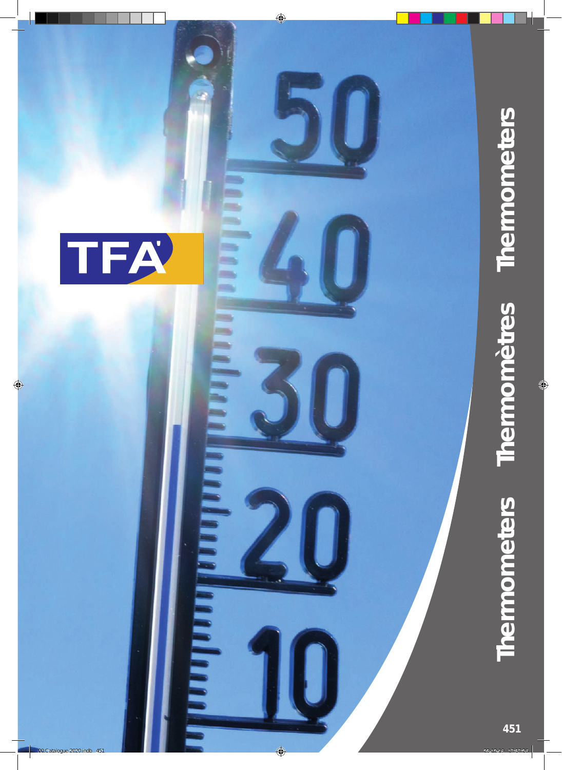TFA

# Thermometers Thermomètres Thermometers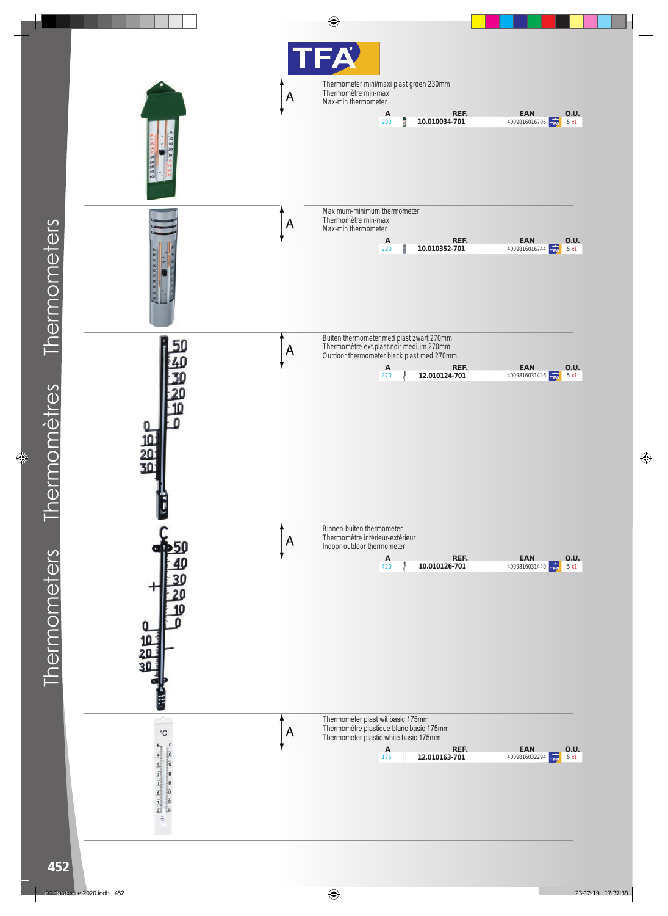# TFA

Thermometer mini/maxi plast groen 230mm
Thermomètre min-max
Max-min thermometer

| A | REF. | EAN | O.U. |
|---|---|---|---|
| 230 | 10.010034-701 | 4009816016706 | 5 x1 |

Maximum-minimum thermometer
Thermomètre min-max
Max-min thermometer

| A | REF. | EAN | O.U. |
|---|---|---|---|
| 220 | 10.010352-701 | 4009816016744 | 5 x1 |

Buiten thermometer med plast zwart 270mm
Thermomètre ext.plast.noir medium 270mm
Outdoor thermometer black plast med 270mm

| A | REF. | EAN | O.U. |
|---|---|---|---|
| 270 | 12.010124-701 | 4009816031426 | 5 x1 |

Binnen-buiten thermometer
Thermomètre intérieur-extérieur
Indoor-outdoor thermometer

| A | REF. | EAN | O.U. |
|---|---|---|---|
| 420 | 10.010126-701 | 4009816031440 | 5 x1 |

Thermometer plast wit basic 175mm
Thermomètre plastique blanc basic 175mm
Thermometer plastic white basic 175mm

| A | REF. | EAN | O.U. |
|---|---|---|---|
| 175 | 12.010163-701 | 4009816032294 | 5 x1 |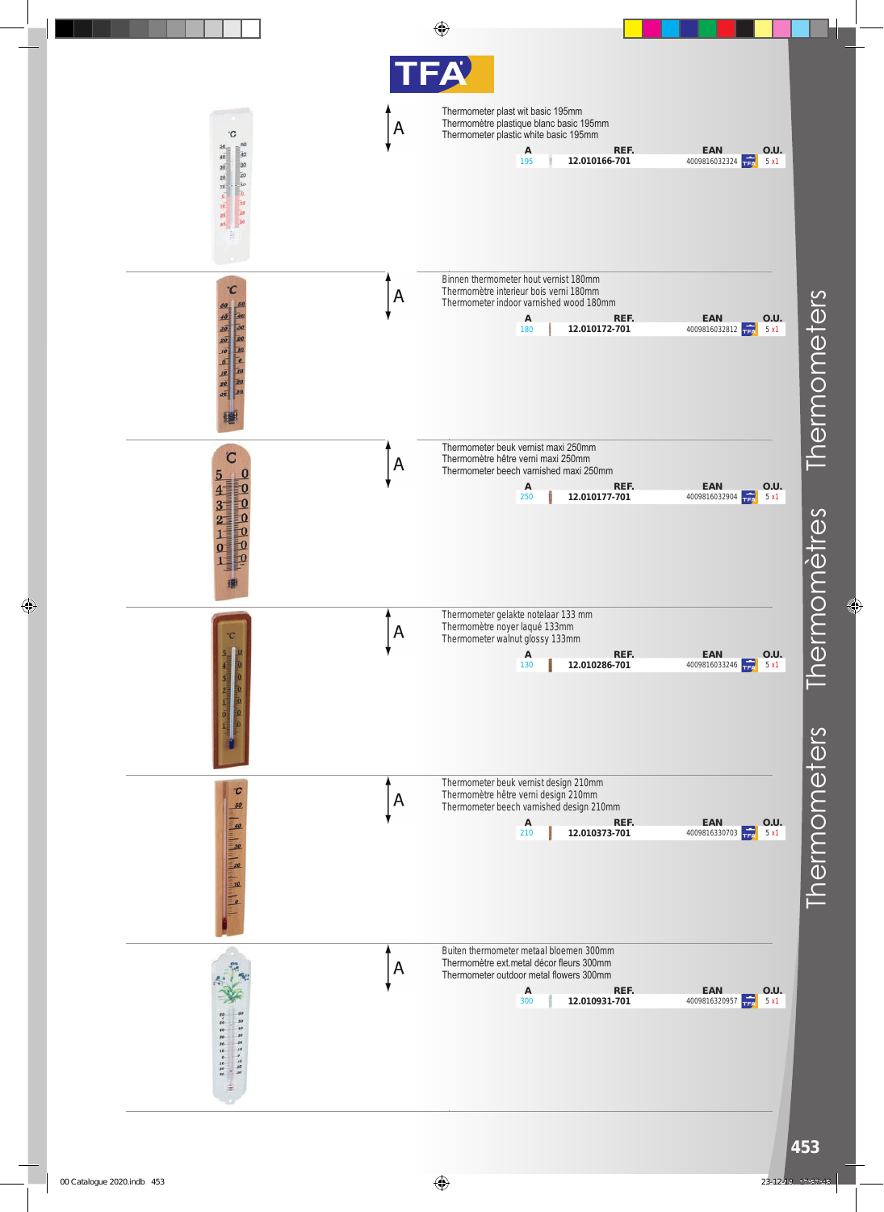# TFA

## Thermometers / Thermomètres / Thermometers

Thermometer plast wit basic 195mm
Thermomètre plastique blanc basic 195mm
Thermometer plastic white basic 195mm

| A | REF. | EAN | O.U. |
|---|---|---|---|
| 195 | 12.010166-701 | 4009816032324 | 5 x1 |

Binnen thermometer hout vernist 180mm
Thermomètre interieur bois verni 180mm
Thermometer indoor varnished wood 180mm

| A | REF. | EAN | O.U. |
|---|---|---|---|
| 180 | 12.010172-701 | 4009816032812 | 5 x1 |

Thermometer beuk vernist maxi 250mm
Thermomètre hêtre verni maxi 250mm
Thermometer beech varnished maxi 250mm

| A | REF. | EAN | O.U. |
|---|---|---|---|
| 250 | 12.010177-701 | 4009816032904 | 5 x1 |

Thermometer gelakte notelaar 133 mm
Thermomètre noyer laqué 133mm
Thermometer walnut glossy 133mm

| A | REF. | EAN | O.U. |
|---|---|---|---|
| 130 | 12.010286-701 | 4009816033246 | 5 x1 |

Thermometer beuk vernist design 210mm
Thermomètre hêtre verni design 210mm
Thermometer beech varnished design 210mm

| A | REF. | EAN | O.U. |
|---|---|---|---|
| 210 | 12.010373-701 | 4009816330703 | 5 x1 |

Buiten thermometer metaal bloemen 300mm
Thermomètre ext.metal décor fleurs 300mm
Thermometer outdoor metal flowers 300mm

| A | REF. | EAN | O.U. |
|---|---|---|---|
| 300 | 12.010931-701 | 4009816320957 | 5 x1 |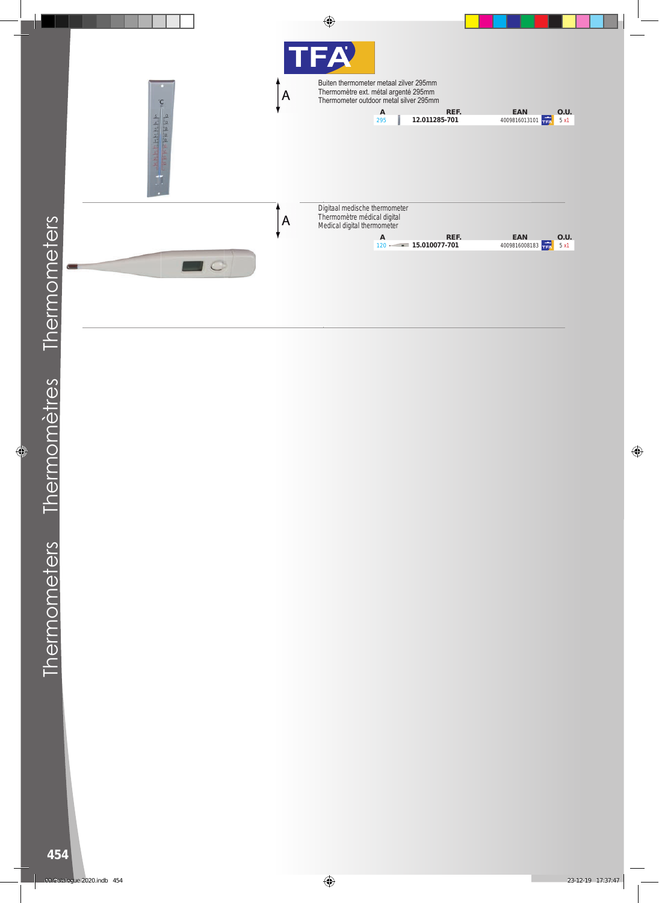# TFA

Buiten thermometer metaal zilver 295mm
Thermomètre ext. métal argenté 295mm
Thermometer outdoor metal silver 295mm

| A | REF. | EAN | O.U. |
|---|---|---|---|
| 295 | 12.011285-701 | 4009816013101 | 5 x1 |

Digitaal medische thermometer
Thermomètre médical digital
Medical digital thermometer

| A | REF. | EAN | O.U. |
|---|---|---|---|
| 120 | 15.010077-701 | 4009816008183 | 5 x1 |

Thermometers Thermomètres Thermometers